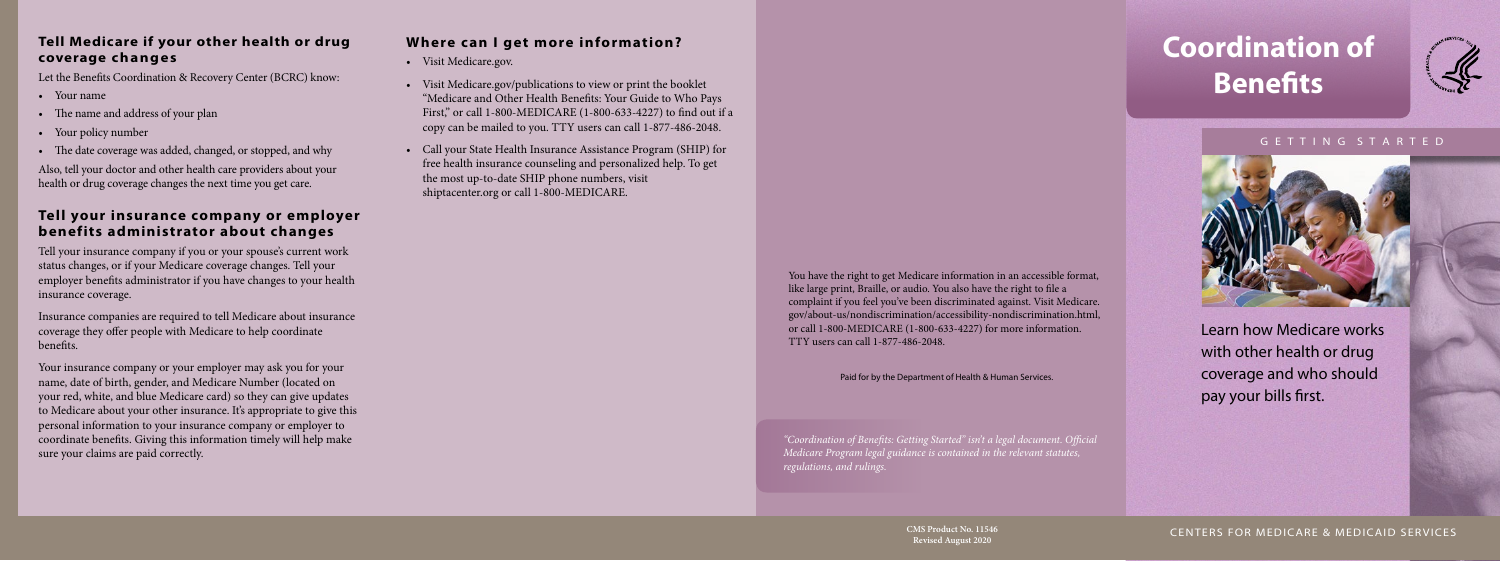# Coordination of Benefits

GETTING STARTED

Learn how Medicare works with other health or drug coverage and who should pay your bills first.

CENTERS FOR MEDICARE & MEDICAID SERVICES

## Tell Medicare if your other health or drug coverage changes

Let the Benefits Coordination & Recovery Center (BCRC) know:

- Your name
- The name and address of your plan
- Your policy number
- The date coverage was added, changed, or stopped, and why

Also, tell your doctor and other health care providers about your health or drug coverage changes the next time you get care.

## Tell your insurance company or employer benefits administrator about changes

Tell your insurance company if you or your spouse's current work status changes, or if your Medicare coverage changes. Tell your employer benefits administrator if you have changes to your health insurance coverage.

Insurance companies are required to tell Medicare about insurance coverage they offer people with Medicare to help coordinate benefits.

Your insurance company or your employer may ask you for your name, date of birth, gender, and Medicare Number (located on your red, white, and blue Medicare card) so they can give updates to Medicare about your other insurance. It's appropriate to give this personal information to your insurance company or employer to coordinate benefits. Giving this information timely will help make sure your claims are paid correctly.

## Where can I get more information?

- Visit Medicare.gov.
- Visit Medicare.gov/publications to view or print the booklet "Medicare and Other Health Benefits: Your Guide to Who Pays First," or call 1-800-MEDICARE (1-800-633-4227) to find out if a copy can be mailed to you. TTY users can call 1-877-486-2048.
- Call your State Health Insurance Assistance Program (SHIP) for free health insurance counseling and personalized help. To get the most up-to-date SHIP phone numbers, visit shiptacenter.org or call 1-800-MEDICARE.

You have the right to get Medicare information in an accessible format, like large print, Braille, or audio. You also have the right to file a complaint if you feel you've been discriminated against. Visit Medicare.gov/about-us/nondiscrimination/accessibility-nondiscrimination.html, or call 1-800-MEDICARE (1-800-633-4227) for more information. TTY users can call 1-877-486-2048.

Paid for by the Department of Health & Human Services.

*"Coordination of Benefits: Getting Started" isn't a legal document. Official Medicare Program legal guidance is contained in the relevant statutes, regulations, and rulings.*

**CMS Product No. 11546**
**Revised August 2020**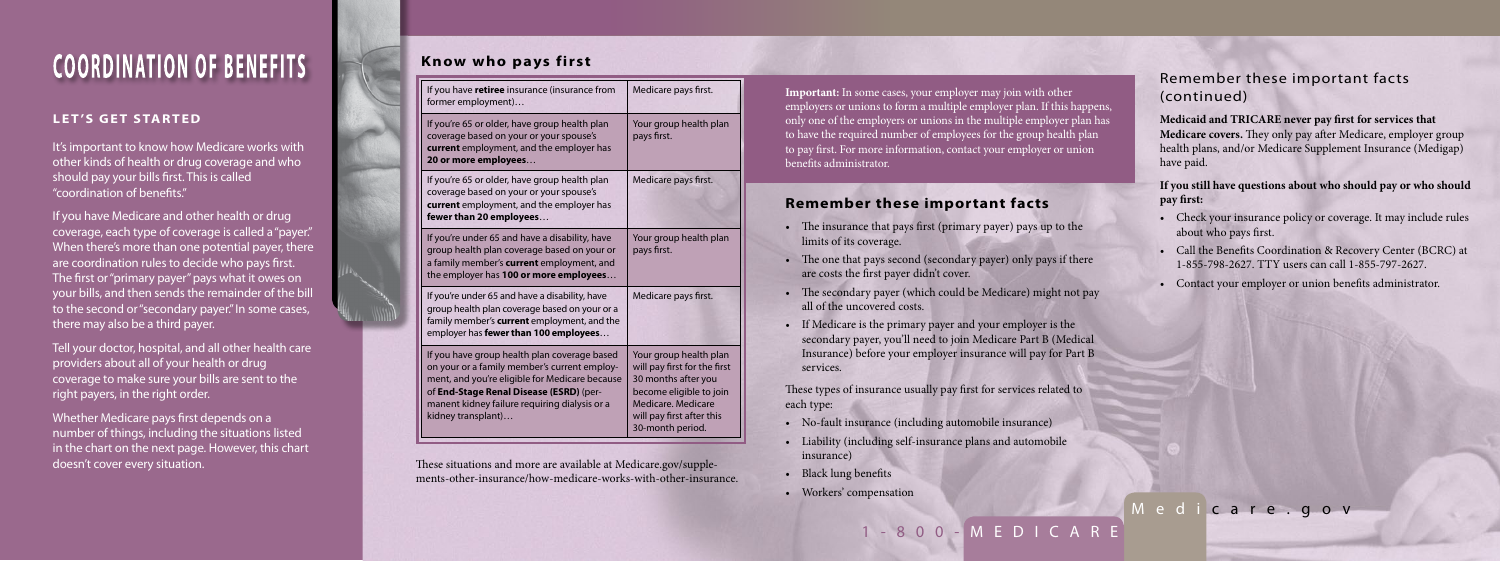# COORDINATION OF BENEFITS

### LET'S GET STARTED

It's important to know how Medicare works with other kinds of health or drug coverage and who should pay your bills first. This is called "coordination of benefits."

If you have Medicare and other health or drug coverage, each type of coverage is called a "payer." When there's more than one potential payer, there are coordination rules to decide who pays first. The first or "primary payer" pays what it owes on your bills, and then sends the remainder of the bill to the second or "secondary payer." In some cases, there may also be a third payer.

Tell your doctor, hospital, and all other health care providers about all of your health or drug coverage to make sure your bills are sent to the right payers, in the right order.

Whether Medicare pays first depends on a number of things, including the situations listed in the chart on the next page. However, this chart doesn't cover every situation.

## Know who pays first

| | |
|---|---|
| If you have **retiree** insurance (insurance from former employment)… | Medicare pays first. |
| If you're 65 or older, have group health plan coverage based on your or your spouse's **current** employment, and the employer has **20 or more employees**… | Your group health plan pays first. |
| If you're 65 or older, have group health plan coverage based on your or your spouse's **current** employment, and the employer has **fewer than 20 employees**… | Medicare pays first. |
| If you're under 65 and have a disability, have group health plan coverage based on your or a family member's **current** employment, and the employer has **100 or more employees**… | Your group health plan pays first. |
| If you're under 65 and have a disability, have group health plan coverage based on your or a family member's **current** employment, and the employer has **fewer than 100 employees**… | Medicare pays first. |
| If you have group health plan coverage based on your or a family member's current employment, and you're eligible for Medicare because of **End-Stage Renal Disease (ESRD)** (permanent kidney failure requiring dialysis or a kidney transplant)… | Your group health plan will pay first for the first 30 months after you become eligible to join Medicare. Medicare will pay first after this 30-month period. |

These situations and more are available at Medicare.gov/supplements-other-insurance/how-medicare-works-with-other-insurance.

**Important:** In some cases, your employer may join with other employers or unions to form a multiple employer plan. If this happens, only one of the employers or unions in the multiple employer plan has to have the required number of employees for the group health plan to pay first. For more information, contact your employer or union benefits administrator.

## Remember these important facts

- The insurance that pays first (primary payer) pays up to the limits of its coverage.
- The one that pays second (secondary payer) only pays if there are costs the first payer didn't cover.
- The secondary payer (which could be Medicare) might not pay all of the uncovered costs.
- If Medicare is the primary payer and your employer is the secondary payer, you'll need to join Medicare Part B (Medical Insurance) before your employer insurance will pay for Part B services.

These types of insurance usually pay first for services related to each type:

- No-fault insurance (including automobile insurance)
- Liability (including self-insurance plans and automobile insurance)
- Black lung benefits
- Workers' compensation

## Remember these important facts (continued)

**Medicaid and TRICARE never pay first for services that Medicare covers.** They only pay after Medicare, employer group health plans, and/or Medicare Supplement Insurance (Medigap) have paid.

**If you still have questions about who should pay or who should pay first:**

- Check your insurance policy or coverage. It may include rules about who pays first.
- Call the Benefits Coordination & Recovery Center (BCRC) at 1-855-798-2627. TTY users can call 1-855-797-2627.
- Contact your employer or union benefits administrator.

1-800-MEDICARE

Medicare.gov